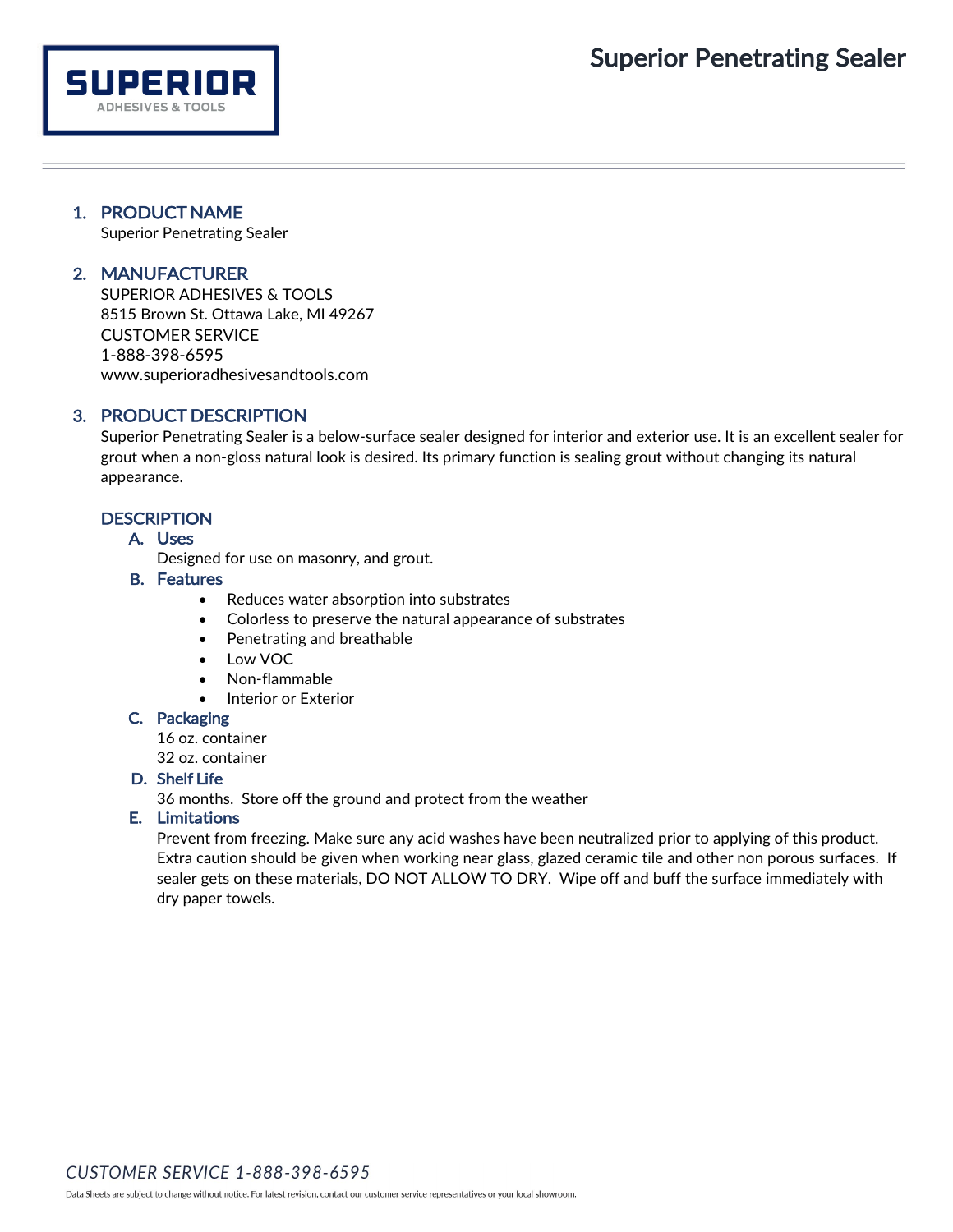# Superior Penetrating Sealer

## 1. PRODUCT NAME

Superior Penetrating Sealer

## 2. MANUFACTURER

SUPERIOR ADHESIVES & TOOLS
8515 Brown St. Ottawa Lake, MI 49267
CUSTOMER SERVICE
1-888-398-6595
www.superioradhesivesandtools.com

## 3. PRODUCT DESCRIPTION

Superior Penetrating Sealer is a below-surface sealer designed for interior and exterior use. It is an excellent sealer for grout when a non-gloss natural look is desired. Its primary function is sealing grout without changing its natural appearance.

### DESCRIPTION

#### A. Uses

Designed for use on masonry, and grout.

#### B. Features

- Reduces water absorption into substrates
- Colorless to preserve the natural appearance of substrates
- Penetrating and breathable
- Low VOC
- Non-flammable
- Interior or Exterior

#### C. Packaging

16 oz. container
32 oz. container

#### D. Shelf Life

36 months. Store off the ground and protect from the weather

#### E. Limitations

Prevent from freezing. Make sure any acid washes have been neutralized prior to applying of this product. Extra caution should be given when working near glass, glazed ceramic tile and other non porous surfaces. If sealer gets on these materials, DO NOT ALLOW TO DRY. Wipe off and buff the surface immediately with dry paper towels.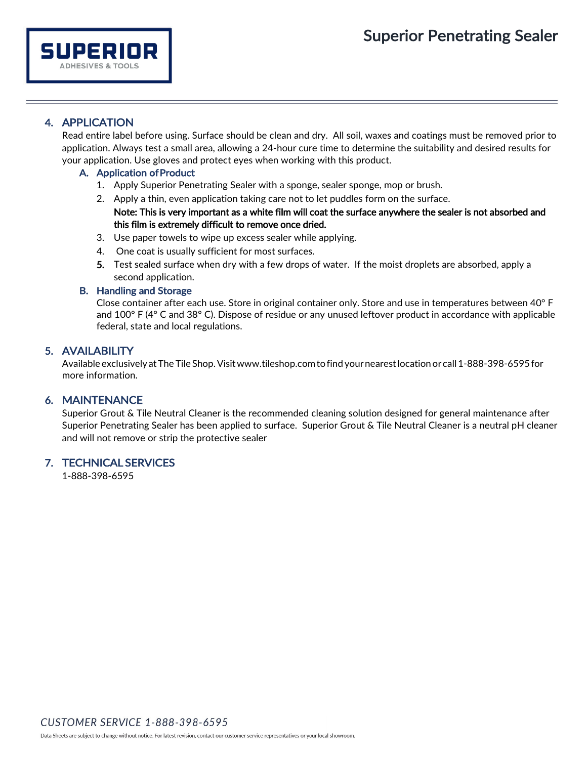## 4. APPLICATION

Read entire label before using. Surface should be clean and dry. All soil, waxes and coatings must be removed prior to application. Always test a small area, allowing a 24-hour cure time to determine the suitability and desired results for your application. Use gloves and protect eyes when working with this product.

### A. Application of Product

1. Apply Superior Penetrating Sealer with a sponge, sealer sponge, mop or brush.
2. Apply a thin, even application taking care not to let puddles form on the surface.
   **Note: This is very important as a white film will coat the surface anywhere the sealer is not absorbed and this film is extremely difficult to remove once dried.**
3. Use paper towels to wipe up excess sealer while applying.
4. One coat is usually sufficient for most surfaces.
5. Test sealed surface when dry with a few drops of water. If the moist droplets are absorbed, apply a second application.

### B. Handling and Storage

Close container after each use. Store in original container only. Store and use in temperatures between 40° F and 100° F (4° C and 38° C). Dispose of residue or any unused leftover product in accordance with applicable federal, state and local regulations.

## 5. AVAILABILITY

Available exclusively at The Tile Shop. Visit www.tileshop.com to find your nearest location or call 1-888-398-6595 for more information.

## 6. MAINTENANCE

Superior Grout & Tile Neutral Cleaner is the recommended cleaning solution designed for general maintenance after Superior Penetrating Sealer has been applied to surface. Superior Grout & Tile Neutral Cleaner is a neutral pH cleaner and will not remove or strip the protective sealer

## 7. TECHNICAL SERVICES

1-888-398-6595